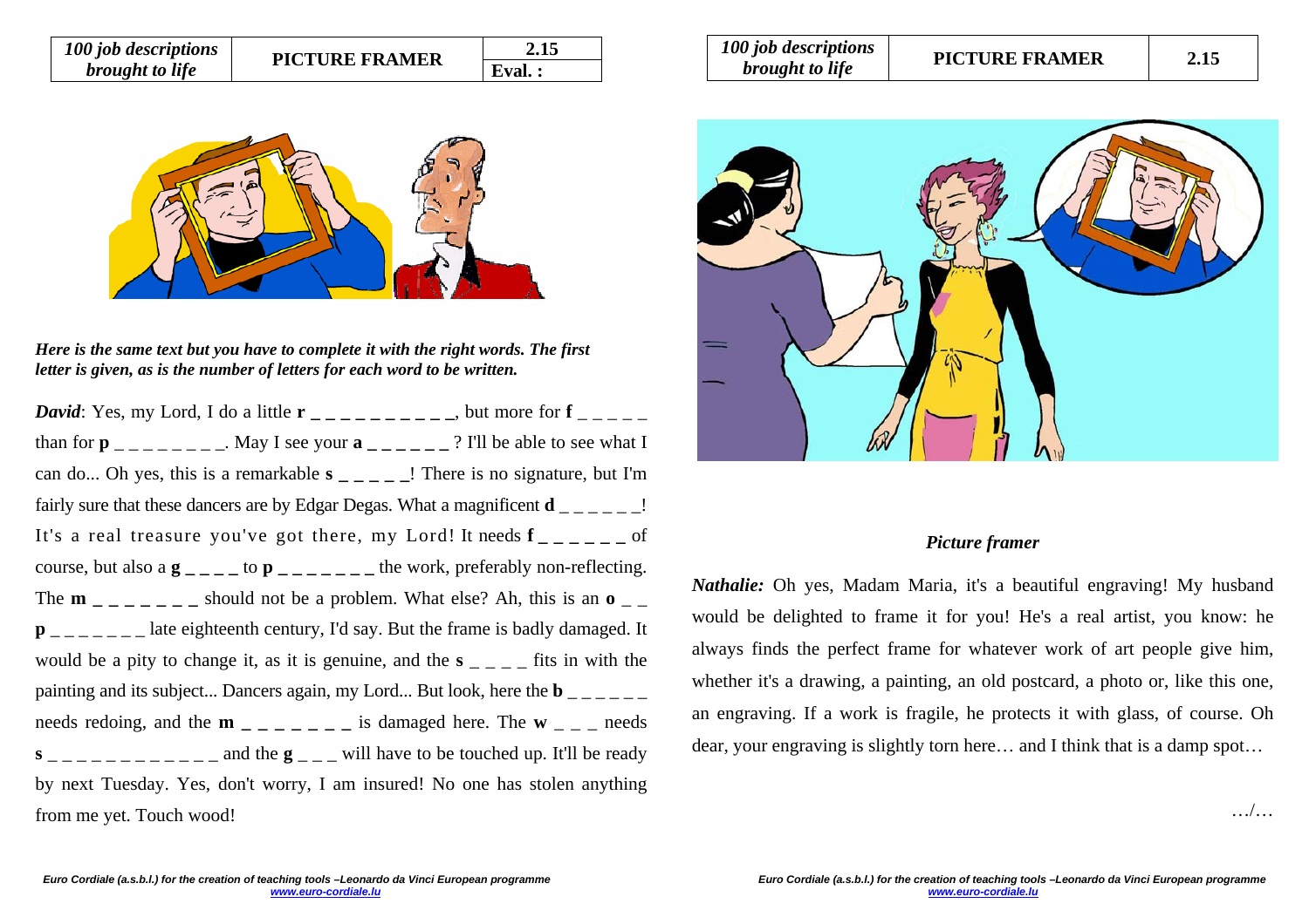| 100 job descriptions brought to life | PICTURE FRAMER | 2.15 |
| --- | --- | --- |
| | | Eval. : |

*Here is the same text but you have to complete it with the right words. The first letter is given, as is the number of letters for each word to be written.*

***David***: Yes, my Lord, I do a little **r _ _ _ _ _ _ _ _ _ _**, but more for **f** _ _ _ _ _ than for **p** _ _ _ _ _ _ _ _. May I see your **a _ _ _ _ _ _**? I'll be able to see what I can do... Oh yes, this is a remarkable **s _ _ _ _ _**! There is no signature, but I'm fairly sure that these dancers are by Edgar Degas. What a magnificent **d** _ _ _ _ _ _! It's a real treasure you've got there, my Lord! It needs **f _ _ _ _ _ _** of course, but also a **g _ _ _ _** to **p _ _ _ _ _ _ _** the work, preferably non-reflecting. The **m _ _ _ _ _ _ _** should not be a problem. What else? Ah, this is an **o** _ _ **p** _ _ _ _ _ _ _ late eighteenth century, I'd say. But the frame is badly damaged. It would be a pity to change it, as it is genuine, and the **s** _ _ _ _ fits in with the painting and its subject... Dancers again, my Lord... But look, here the **b** _ _ _ _ _ _ needs redoing, and the **m _ _ _ _ _ _ _** is damaged here. The **w** _ _ _ needs **s** _ _ _ _ _ _ _ _ _ _ _ _ and the **g** _ _ _ will have to be touched up. It'll be ready by next Tuesday. Yes, don't worry, I am insured! No one has stolen anything from me yet. Touch wood!

| 100 job descriptions brought to life | PICTURE FRAMER | 2.15 |
| --- | --- | --- |

*Picture framer*

***Nathalie:*** Oh yes, Madam Maria, it's a beautiful engraving! My husband would be delighted to frame it for you! He's a real artist, you know: he always finds the perfect frame for whatever work of art people give him, whether it's a drawing, a painting, an old postcard, a photo or, like this one, an engraving. If a work is fragile, he protects it with glass, of course. Oh dear, your engraving is slightly torn here… and I think that is a damp spot…

…/…

Euro Cordiale (a.s.b.l.) for the creation of teaching tools –Leonardo da Vinci European programme
www.euro-cordiale.lu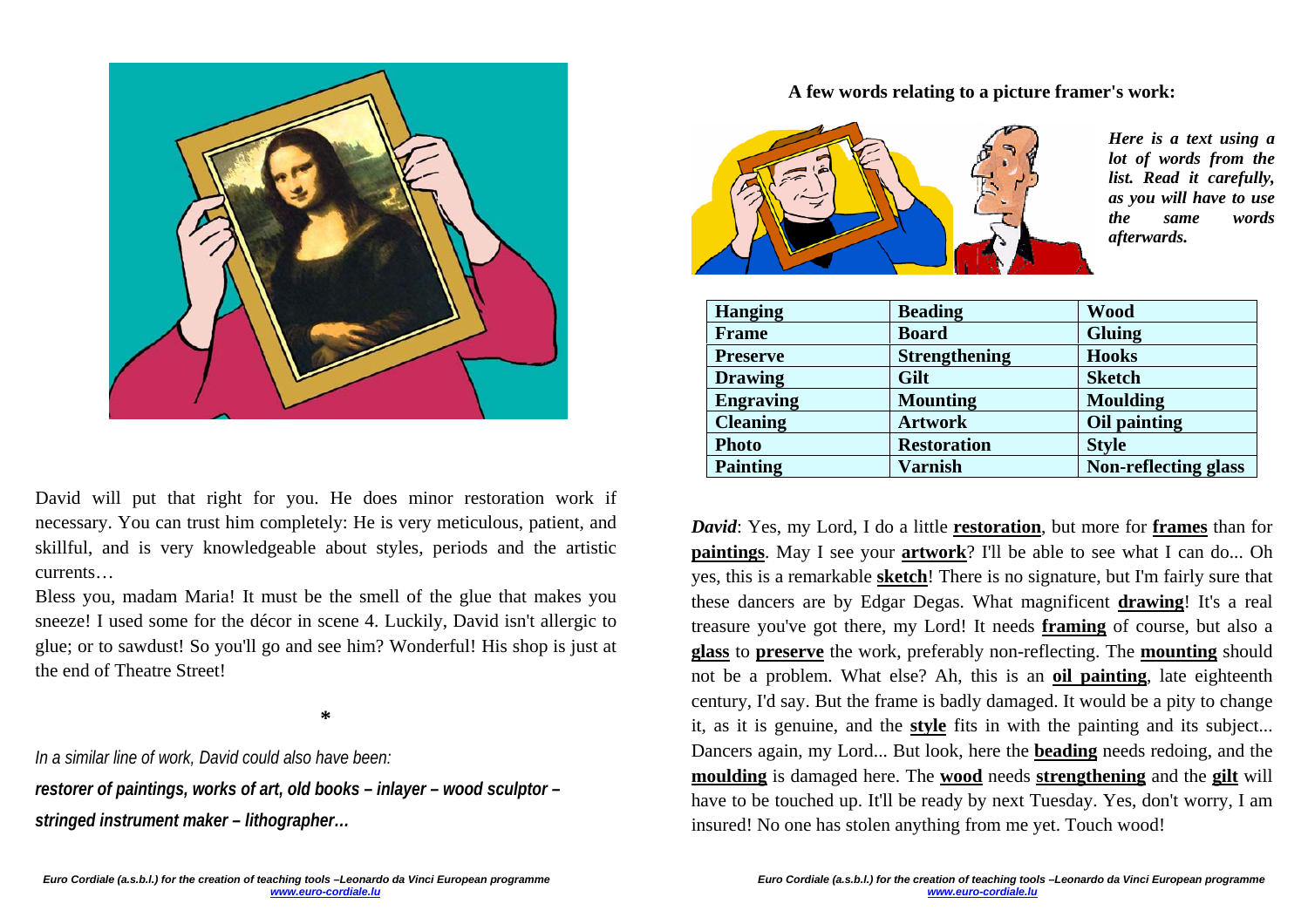David will put that right for you. He does minor restoration work if necessary. You can trust him completely: He is very meticulous, patient, and skillful, and is very knowledgeable about styles, periods and the artistic currents…

Bless you, madam Maria! It must be the smell of the glue that makes you sneeze! I used some for the décor in scene 4. Luckily, David isn't allergic to glue; or to sawdust! So you'll go and see him? Wonderful! His shop is just at the end of Theatre Street!

*

*In a similar line of work, David could also have been:*

***restorer of paintings, works of art, old books – inlayer – wood sculptor – stringed instrument maker – lithographer…***

**A few words relating to a picture framer's work:**

***Here is a text using a lot of words from the list. Read it carefully, as you will have to use the same words afterwards.***

| | | |
|---|---|---|
| **Hanging** | **Beading** | **Wood** |
| **Frame** | **Board** | **Gluing** |
| **Preserve** | **Strengthening** | **Hooks** |
| **Drawing** | **Gilt** | **Sketch** |
| **Engraving** | **Mounting** | **Moulding** |
| **Cleaning** | **Artwork** | **Oil painting** |
| **Photo** | **Restoration** | **Style** |
| **Painting** | **Varnish** | **Non-reflecting glass** |

***David***: Yes, my Lord, I do a little **restoration**, but more for **frames** than for **paintings**. May I see your **artwork**? I'll be able to see what I can do... Oh yes, this is a remarkable **sketch**! There is no signature, but I'm fairly sure that these dancers are by Edgar Degas. What magnificent **drawing**! It's a real treasure you've got there, my Lord! It needs **framing** of course, but also a **glass** to **preserve** the work, preferably non-reflecting. The **mounting** should not be a problem. What else? Ah, this is an **oil painting**, late eighteenth century, I'd say. But the frame is badly damaged. It would be a pity to change it, as it is genuine, and the **style** fits in with the painting and its subject... Dancers again, my Lord... But look, here the **beading** needs redoing, and the **moulding** is damaged here. The **wood** needs **strengthening** and the **gilt** will have to be touched up. It'll be ready by next Tuesday. Yes, don't worry, I am insured! No one has stolen anything from me yet. Touch wood!